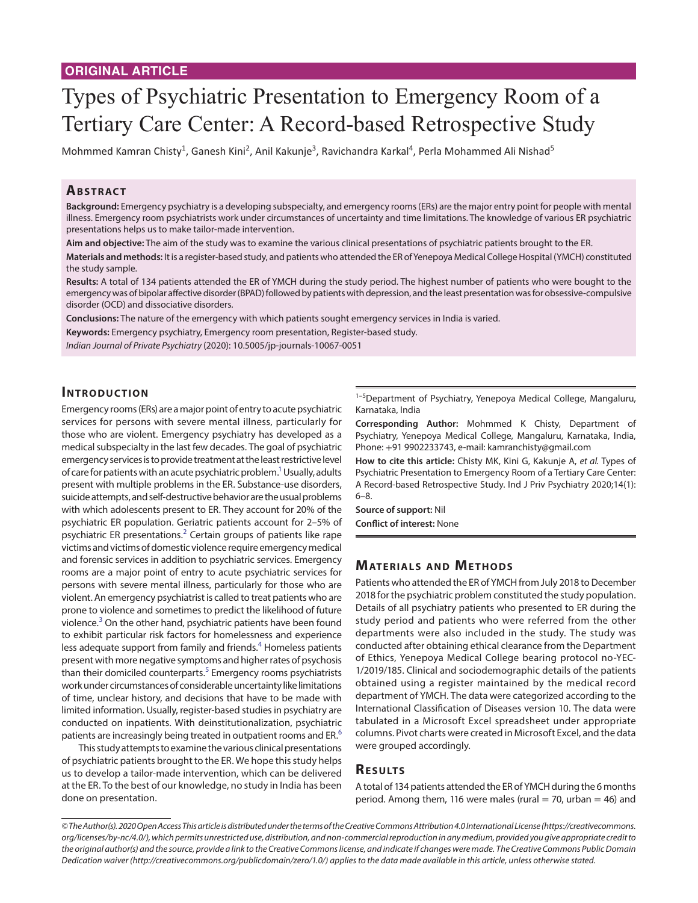**ORIGINAL ARTICLE**

# Types of Psychiatric Presentation to Emergency Room of a Tertiary Care Center: A Record-based Retrospective Study

Mohmmed Kamran Chisty[1], Ganesh Kini[2], Anil Kakunje[3], Ravichandra Karkal[4], Perla Mohammed Ali Nishad[5]

## Abstract

**Background:** Emergency psychiatry is a developing subspecialty, and emergency rooms (ERs) are the major entry point for people with mental illness. Emergency room psychiatrists work under circumstances of uncertainty and time limitations. The knowledge of various ER psychiatric presentations helps us to make tailor-made intervention.

**Aim and objective:** The aim of the study was to examine the various clinical presentations of psychiatric patients brought to the ER.

**Materials and methods:** It is a register-based study, and patients who attended the ER of Yenepoya Medical College Hospital (YMCH) constituted the study sample.

**Results:** A total of 134 patients attended the ER of YMCH during the study period. The highest number of patients who were bought to the emergency was of bipolar affective disorder (BPAD) followed by patients with depression, and the least presentation was for obsessive-compulsive disorder (OCD) and dissociative disorders.

**Conclusions:** The nature of the emergency with which patients sought emergency services in India is varied.

**Keywords:** Emergency psychiatry, Emergency room presentation, Register-based study.

*Indian Journal of Private Psychiatry* (2020): 10.5005/jp-journals-10067-0051

## Introduction

Emergency rooms (ERs) are a major point of entry to acute psychiatric services for persons with severe mental illness, particularly for those who are violent. Emergency psychiatry has developed as a medical subspecialty in the last few decades. The goal of psychiatric emergency services is to provide treatment at the least restrictive level of care for patients with an acute psychiatric problem.[1] Usually, adults present with multiple problems in the ER. Substance-use disorders, suicide attempts, and self-destructive behavior are the usual problems with which adolescents present to ER. They account for 20% of the psychiatric ER population. Geriatric patients account for 2–5% of psychiatric ER presentations.[2] Certain groups of patients like rape victims and victims of domestic violence require emergency medical and forensic services in addition to psychiatric services. Emergency rooms are a major point of entry to acute psychiatric services for persons with severe mental illness, particularly for those who are violent. An emergency psychiatrist is called to treat patients who are prone to violence and sometimes to predict the likelihood of future violence.[3] On the other hand, psychiatric patients have been found to exhibit particular risk factors for homelessness and experience less adequate support from family and friends.[4] Homeless patients present with more negative symptoms and higher rates of psychosis than their domiciled counterparts.[5] Emergency rooms psychiatrists work under circumstances of considerable uncertainty like limitations of time, unclear history, and decisions that have to be made with limited information. Usually, register-based studies in psychiatry are conducted on inpatients. With deinstitutionalization, psychiatric patients are increasingly being treated in outpatient rooms and ER.[6]

This study attempts to examine the various clinical presentations of psychiatric patients brought to the ER. We hope this study helps us to develop a tailor-made intervention, which can be delivered at the ER. To the best of our knowledge, no study in India has been done on presentation.

[1–5]Department of Psychiatry, Yenepoya Medical College, Mangaluru, Karnataka, India

**Corresponding Author:** Mohmmed K Chisty, Department of Psychiatry, Yenepoya Medical College, Mangaluru, Karnataka, India, Phone: +91 9902233743, e-mail: kamranchisty@gmail.com

**How to cite this article:** Chisty MK, Kini G, Kakunje A, *et al.* Types of Psychiatric Presentation to Emergency Room of a Tertiary Care Center: A Record-based Retrospective Study. Ind J Priv Psychiatry 2020;14(1): 6–8.

**Source of support:** Nil

**Conflict of interest:** None

## Materials and Methods

Patients who attended the ER of YMCH from July 2018 to December 2018 for the psychiatric problem constituted the study population. Details of all psychiatry patients who presented to ER during the study period and patients who were referred from the other departments were also included in the study. The study was conducted after obtaining ethical clearance from the Department of Ethics, Yenepoya Medical College bearing protocol no-YEC-1/2019/185. Clinical and sociodemographic details of the patients obtained using a register maintained by the medical record department of YMCH. The data were categorized according to the International Classification of Diseases version 10. The data were tabulated in a Microsoft Excel spreadsheet under appropriate columns. Pivot charts were created in Microsoft Excel, and the data were grouped accordingly.

## Results

A total of 134 patients attended the ER of YMCH during the 6 months period. Among them, 116 were males (rural = 70, urban = 46) and

*© The Author(s). 2020 Open Access This article is distributed under the terms of the Creative Commons Attribution 4.0 International License (https://creativecommons.org/licenses/by-nc/4.0/), which permits unrestricted use, distribution, and non-commercial reproduction in any medium, provided you give appropriate credit to the original author(s) and the source, provide a link to the Creative Commons license, and indicate if changes were made. The Creative Commons Public Domain Dedication waiver (http://creativecommons.org/publicdomain/zero/1.0/) applies to the data made available in this article, unless otherwise stated.*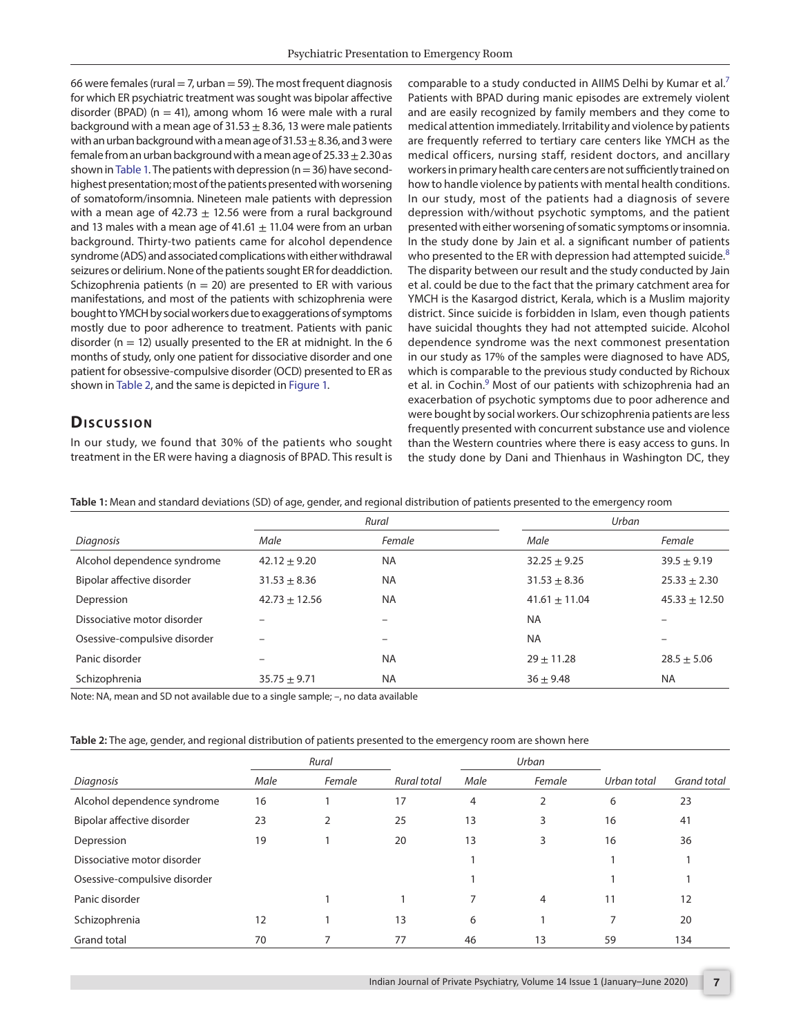66 were females (rural = 7, urban = 59). The most frequent diagnosis for which ER psychiatric treatment was sought was bipolar affective disorder (BPAD) (n = 41), among whom 16 were male with a rural background with a mean age of 31.53 ± 8.36, 13 were male patients with an urban background with a mean age of 31.53 ± 8.36, and 3 were female from an urban background with a mean age of 25.33 ± 2.30 as shown in Table 1. The patients with depression (n = 36) have second-highest presentation; most of the patients presented with worsening of somatoform/insomnia. Nineteen male patients with depression with a mean age of 42.73 ± 12.56 were from a rural background and 13 males with a mean age of 41.61 ± 11.04 were from an urban background. Thirty-two patients came for alcohol dependence syndrome (ADS) and associated complications with either withdrawal seizures or delirium. None of the patients sought ER for deaddiction. Schizophrenia patients (n = 20) are presented to ER with various manifestations, and most of the patients with schizophrenia were bought to YMCH by social workers due to exaggerations of symptoms mostly due to poor adherence to treatment. Patients with panic disorder (n = 12) usually presented to the ER at midnight. In the 6 months of study, only one patient for dissociative disorder and one patient for obsessive-compulsive disorder (OCD) presented to ER as shown in Table 2, and the same is depicted in Figure 1.

## Discussion

In our study, we found that 30% of the patients who sought treatment in the ER were having a diagnosis of BPAD. This result is comparable to a study conducted in AIIMS Delhi by Kumar et al.[7] Patients with BPAD during manic episodes are extremely violent and are easily recognized by family members and they come to medical attention immediately. Irritability and violence by patients are frequently referred to tertiary care centers like YMCH as the medical officers, nursing staff, resident doctors, and ancillary workers in primary health care centers are not sufficiently trained on how to handle violence by patients with mental health conditions. In our study, most of the patients had a diagnosis of severe depression with/without psychotic symptoms, and the patient presented with either worsening of somatic symptoms or insomnia. In the study done by Jain et al. a significant number of patients who presented to the ER with depression had attempted suicide.[8] The disparity between our result and the study conducted by Jain et al. could be due to the fact that the primary catchment area for YMCH is the Kasargod district, Kerala, which is a Muslim majority district. Since suicide is forbidden in Islam, even though patients have suicidal thoughts they had not attempted suicide. Alcohol dependence syndrome was the next commonest presentation in our study as 17% of the samples were diagnosed to have ADS, which is comparable to the previous study conducted by Richoux et al. in Cochin.[9] Most of our patients with schizophrenia had an exacerbation of psychotic symptoms due to poor adherence and were bought by social workers. Our schizophrenia patients are less frequently presented with concurrent substance use and violence than the Western countries where there is easy access to guns. In the study done by Dani and Thienhaus in Washington DC, they

**Table 1:** Mean and standard deviations (SD) of age, gender, and regional distribution of patients presented to the emergency room

| | *Rural* | | *Urban* | |
|---|---|---|---|---|
| *Diagnosis* | *Male* | *Female* | *Male* | *Female* |
| Alcohol dependence syndrome | 42.12 ± 9.20 | NA | 32.25 ± 9.25 | 39.5 ± 9.19 |
| Bipolar affective disorder | 31.53 ± 8.36 | NA | 31.53 ± 8.36 | 25.33 ± 2.30 |
| Depression | 42.73 ± 12.56 | NA | 41.61 ± 11.04 | 45.33 ± 12.50 |
| Dissociative motor disorder | – | – | NA | – |
| Osessive-compulsive disorder | – | – | NA | – |
| Panic disorder | – | NA | 29 ± 11.28 | 28.5 ± 5.06 |
| Schizophrenia | 35.75 ± 9.71 | NA | 36 ± 9.48 | NA |

Note: NA, mean and SD not available due to a single sample; –, no data available

**Table 2:** The age, gender, and regional distribution of patients presented to the emergency room are shown here

| | *Rural* | | | *Urban* | | | |
|---|---|---|---|---|---|---|---|
| *Diagnosis* | *Male* | *Female* | *Rural total* | *Male* | *Female* | *Urban total* | *Grand total* |
| Alcohol dependence syndrome | 16 | 1 | 17 | 4 | 2 | 6 | 23 |
| Bipolar affective disorder | 23 | 2 | 25 | 13 | 3 | 16 | 41 |
| Depression | 19 | 1 | 20 | 13 | 3 | 16 | 36 |
| Dissociative motor disorder | | | | 1 | | 1 | 1 |
| Osessive-compulsive disorder | | | | 1 | | 1 | 1 |
| Panic disorder | | 1 | 1 | 7 | 4 | 11 | 12 |
| Schizophrenia | 12 | 1 | 13 | 6 | 1 | 7 | 20 |
| Grand total | 70 | 7 | 77 | 46 | 13 | 59 | 134 |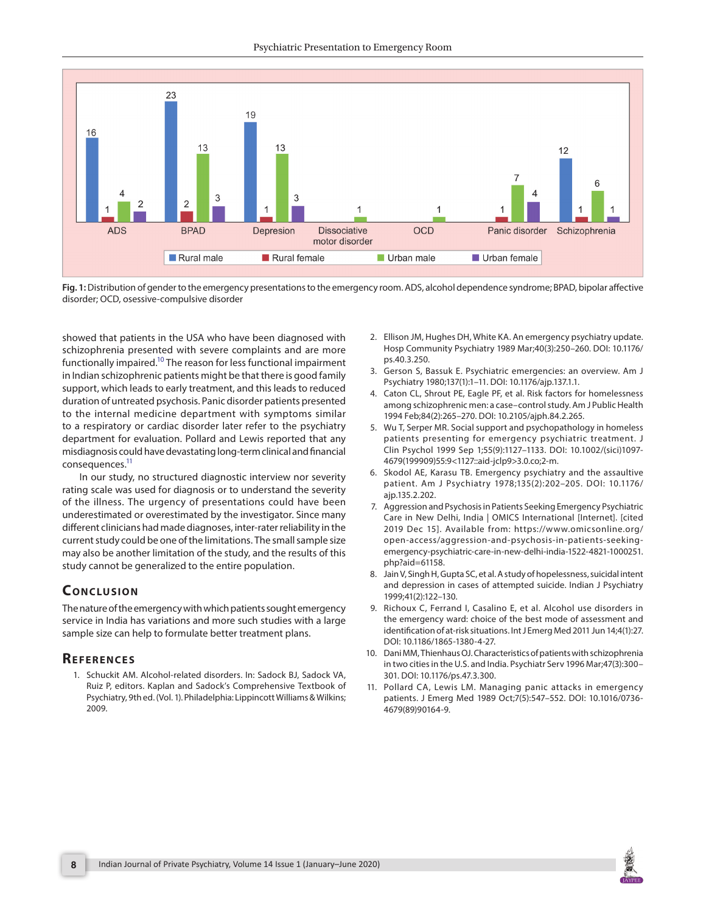16
1
4
2
23
2
13
3
19
1
13
3
1
1
1
7
4
12
1
6
1

ADS
BPAD
Depression
Dissociative motor disorder
OCD
Panic disorder
Schizophrenia

Rural male
Rural female
Urban male
Urban female

**Fig. 1:** Distribution of gender to the emergency presentations to the emergency room. ADS, alcohol dependence syndrome; BPAD, bipolar affective disorder; OCD, osessive-compulsive disorder

showed that patients in the USA who have been diagnosed with schizophrenia presented with severe complaints and are more functionally impaired.[10] The reason for less functional impairment in Indian schizophrenic patients might be that there is good family support, which leads to early treatment, and this leads to reduced duration of untreated psychosis. Panic disorder patients presented to the internal medicine department with symptoms similar to a respiratory or cardiac disorder later refer to the psychiatry department for evaluation. Pollard and Lewis reported that any misdiagnosis could have devastating long-term clinical and financial consequences.[11]

In our study, no structured diagnostic interview nor severity rating scale was used for diagnosis or to understand the severity of the illness. The urgency of presentations could have been underestimated or overestimated by the investigator. Since many different clinicians had made diagnoses, inter-rater reliability in the current study could be one of the limitations. The small sample size may also be another limitation of the study, and the results of this study cannot be generalized to the entire population.

## Conclusion

The nature of the emergency with which patients sought emergency service in India has variations and more such studies with a large sample size can help to formulate better treatment plans.

## References

1. Schuckit AM. Alcohol-related disorders. In: Sadock BJ, Sadock VA, Ruiz P, editors. Kaplan and Sadock's Comprehensive Textbook of Psychiatry, 9th ed. (Vol. 1). Philadelphia: Lippincott Williams & Wilkins; 2009.
2. Ellison JM, Hughes DH, White KA. An emergency psychiatry update. Hosp Community Psychiatry 1989 Mar;40(3):250–260. DOI: 10.1176/ps.40.3.250.
3. Gerson S, Bassuk E. Psychiatric emergencies: an overview. Am J Psychiatry 1980;137(1):1–11. DOI: 10.1176/ajp.137.1.1.
4. Caton CL, Shrout PE, Eagle PF, et al. Risk factors for homelessness among schizophrenic men: a case–control study. Am J Public Health 1994 Feb;84(2):265–270. DOI: 10.2105/ajph.84.2.265.
5. Wu T, Serper MR. Social support and psychopathology in homeless patients presenting for emergency psychiatric treatment. J Clin Psychol 1999 Sep 1;55(9):1127–1133. DOI: 10.1002/(sici)1097-4679(199909)55:9<1127::aid-jclp9>3.0.co;2-m.
6. Skodol AE, Karasu TB. Emergency psychiatry and the assaultive patient. Am J Psychiatry 1978;135(2):202–205. DOI: 10.1176/ajp.135.2.202.
7. Aggression and Psychosis in Patients Seeking Emergency Psychiatric Care in New Delhi, India | OMICS International [Internet]. [cited 2019 Dec 15]. Available from: https://www.omicsonline.org/open-access/aggression-and-psychosis-in-patients-seeking-emergency-psychiatric-care-in-new-delhi-india-1522-4821-1000251.php?aid=61158.
8. Jain V, Singh H, Gupta SC, et al. A study of hopelessness, suicidal intent and depression in cases of attempted suicide. Indian J Psychiatry 1999;41(2):122–130.
9. Richoux C, Ferrand I, Casalino E, et al. Alcohol use disorders in the emergency ward: choice of the best mode of assessment and identification of at-risk situations. Int J Emerg Med 2011 Jun 14;4(1):27. DOI: 10.1186/1865-1380-4-27.
10. Dani MM, Thienhaus OJ. Characteristics of patients with schizophrenia in two cities in the U.S. and India. Psychiatr Serv 1996 Mar;47(3):300–301. DOI: 10.1176/ps.47.3.300.
11. Pollard CA, Lewis LM. Managing panic attacks in emergency patients. J Emerg Med 1989 Oct;7(5):547–552. DOI: 10.1016/0736-4679(89)90164-9.